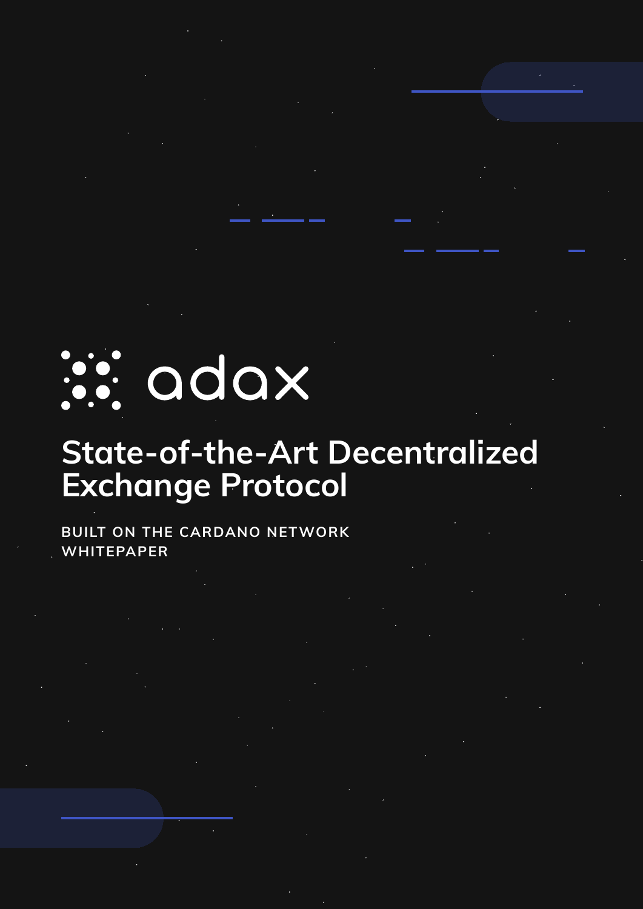adax

# State-of-the-Art Decentralized Exchange Protocol

**BUILT ON THE CARDANO NETWORK**
**WHITEPAPER**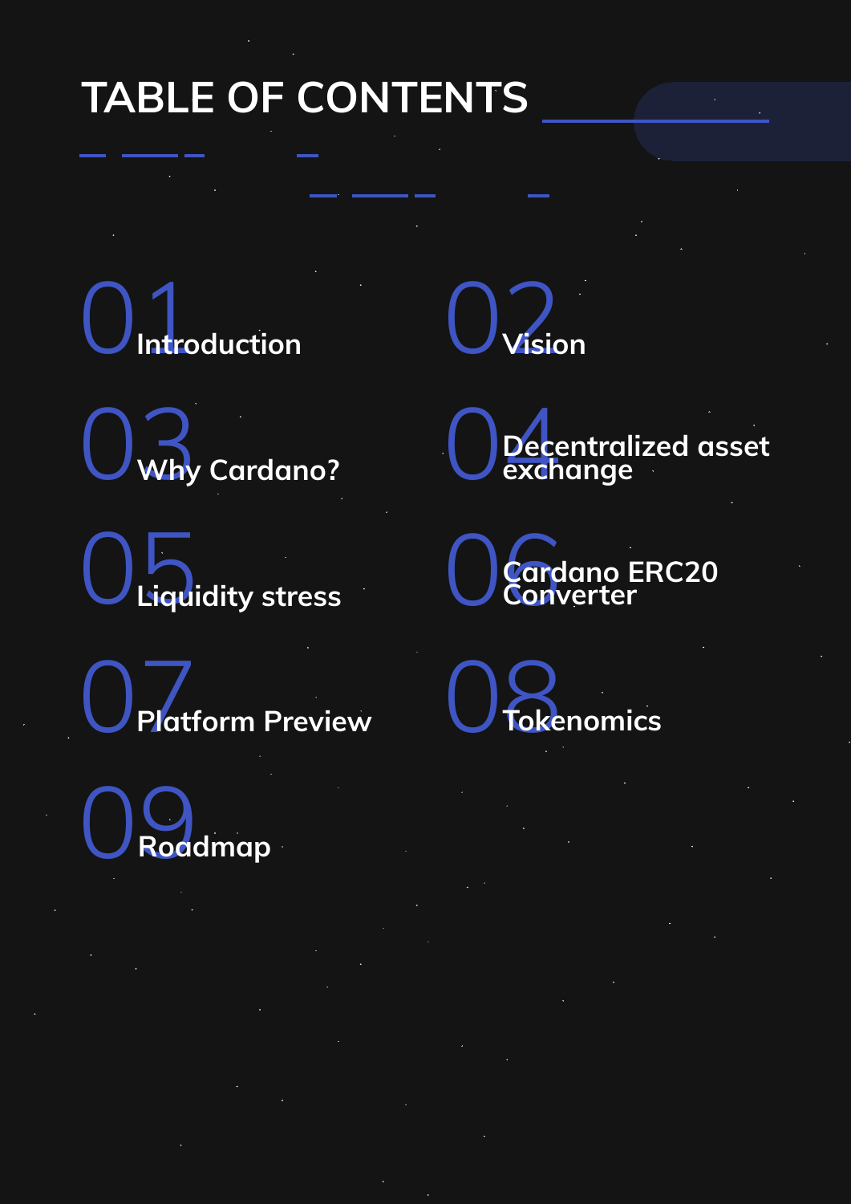# TABLE OF CONTENTS

01 Introduction

02 Vision

03 Why Cardano?

04 Decentralized asset exchange

05 Liquidity stress

06 Cardano ERC20 Converter

07 Platform Preview

08 Tokenomics

09 Roadmap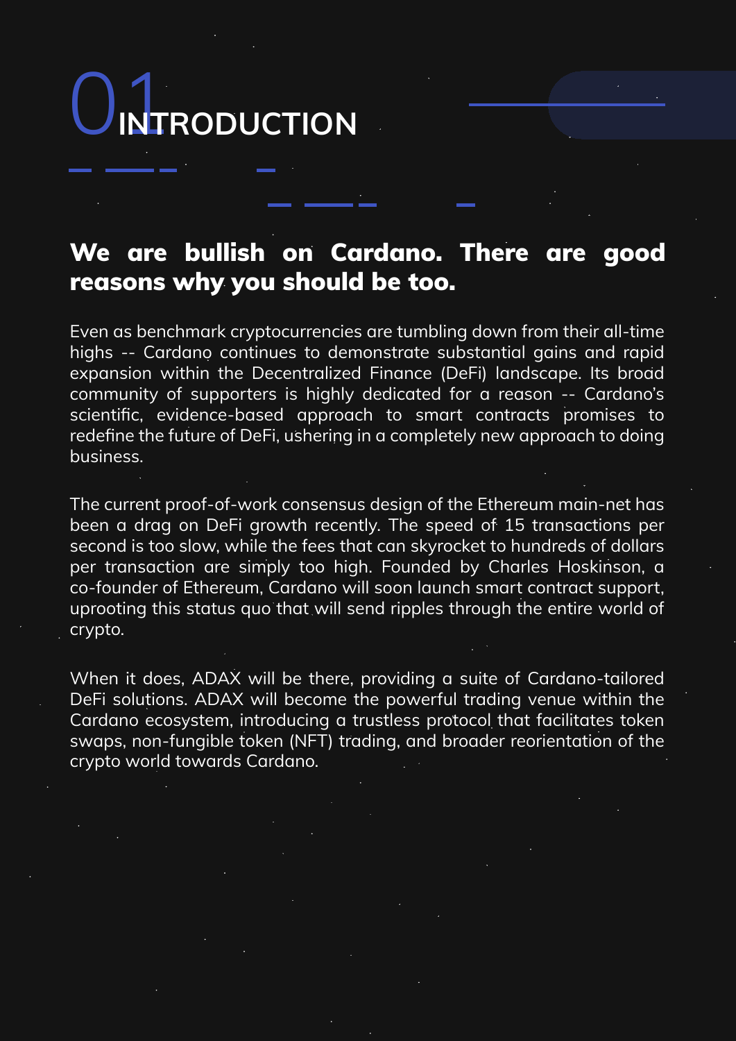# 01 INTRODUCTION

**We are bullish on Cardano. There are good reasons why you should be too.**

Even as benchmark cryptocurrencies are tumbling down from their all-time highs -- Cardano continues to demonstrate substantial gains and rapid expansion within the Decentralized Finance (DeFi) landscape. Its broad community of supporters is highly dedicated for a reason -- Cardano's scientific, evidence-based approach to smart contracts promises to redefine the future of DeFi, ushering in a completely new approach to doing business.

The current proof-of-work consensus design of the Ethereum main-net has been a drag on DeFi growth recently. The speed of 15 transactions per second is too slow, while the fees that can skyrocket to hundreds of dollars per transaction are simply too high. Founded by Charles Hoskinson, a co-founder of Ethereum, Cardano will soon launch smart contract support, uprooting this status quo that will send ripples through the entire world of crypto.

When it does, ADAX will be there, providing a suite of Cardano-tailored DeFi solutions. ADAX will become the powerful trading venue within the Cardano ecosystem, introducing a trustless protocol that facilitates token swaps, non-fungible token (NFT) trading, and broader reorientation of the crypto world towards Cardano.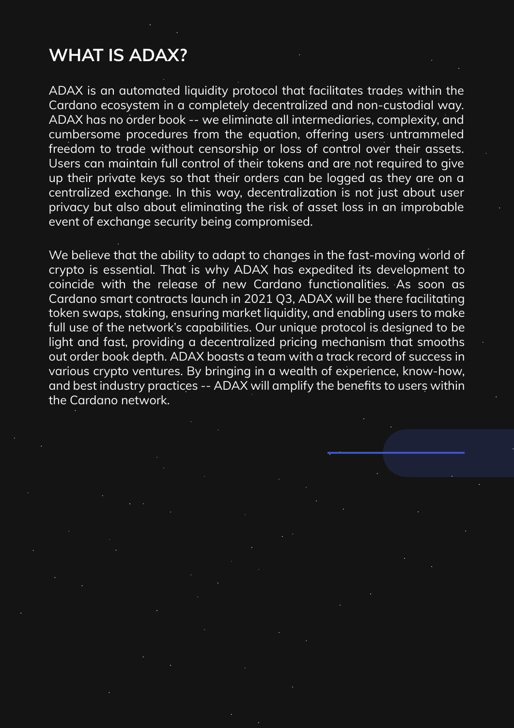## WHAT IS ADAX?

ADAX is an automated liquidity protocol that facilitates trades within the Cardano ecosystem in a completely decentralized and non-custodial way. ADAX has no order book -- we eliminate all intermediaries, complexity, and cumbersome procedures from the equation, offering users untrammeled freedom to trade without censorship or loss of control over their assets. Users can maintain full control of their tokens and are not required to give up their private keys so that their orders can be logged as they are on a centralized exchange. In this way, decentralization is not just about user privacy but also about eliminating the risk of asset loss in an improbable event of exchange security being compromised.

We believe that the ability to adapt to changes in the fast-moving world of crypto is essential. That is why ADAX has expedited its development to coincide with the release of new Cardano functionalities. As soon as Cardano smart contracts launch in 2021 Q3, ADAX will be there facilitating token swaps, staking, ensuring market liquidity, and enabling users to make full use of the network's capabilities. Our unique protocol is designed to be light and fast, providing a decentralized pricing mechanism that smooths out order book depth. ADAX boasts a team with a track record of success in various crypto ventures. By bringing in a wealth of experience, know-how, and best industry practices -- ADAX will amplify the benefits to users within the Cardano network.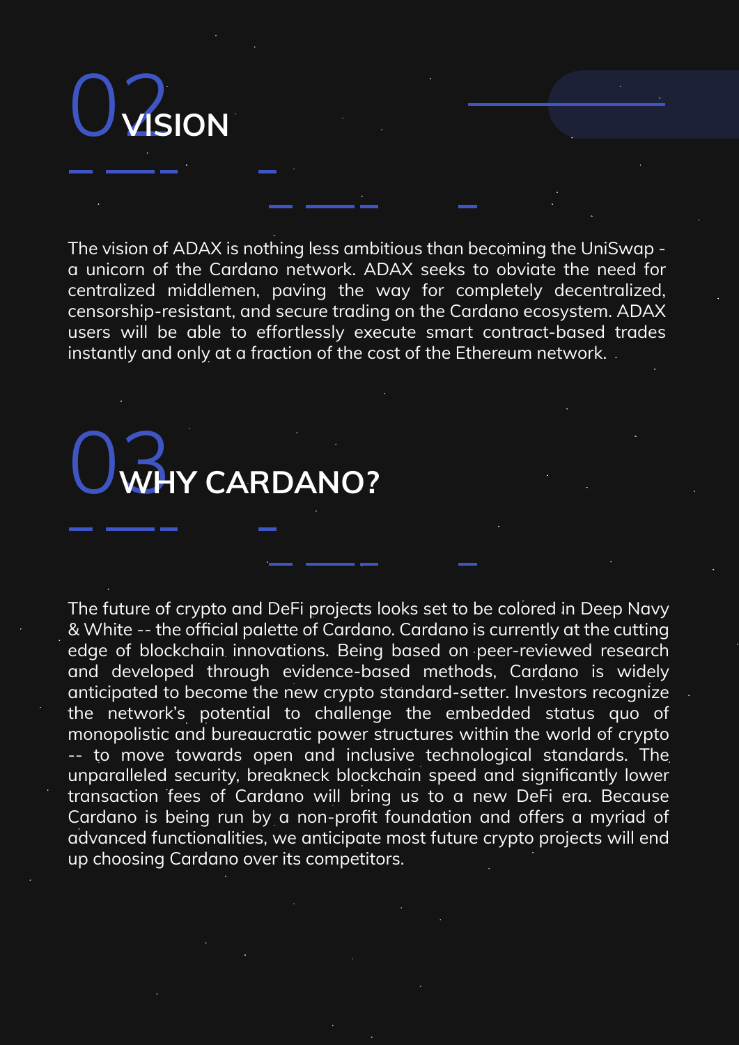## 02 VISION

The vision of ADAX is nothing less ambitious than becoming the UniSwap - a unicorn of the Cardano network. ADAX seeks to obviate the need for centralized middlemen, paving the way for completely decentralized, censorship-resistant, and secure trading on the Cardano ecosystem. ADAX users will be able to effortlessly execute smart contract-based trades instantly and only at a fraction of the cost of the Ethereum network.

## 03 WHY CARDANO?

The future of crypto and DeFi projects looks set to be colored in Deep Navy & White -- the official palette of Cardano. Cardano is currently at the cutting edge of blockchain innovations. Being based on peer-reviewed research and developed through evidence-based methods, Cardano is widely anticipated to become the new crypto standard-setter. Investors recognize the network's potential to challenge the embedded status quo of monopolistic and bureaucratic power structures within the world of crypto -- to move towards open and inclusive technological standards. The unparalleled security, breakneck blockchain speed and significantly lower transaction fees of Cardano will bring us to a new DeFi era. Because Cardano is being run by a non-profit foundation and offers a myriad of advanced functionalities, we anticipate most future crypto projects will end up choosing Cardano over its competitors.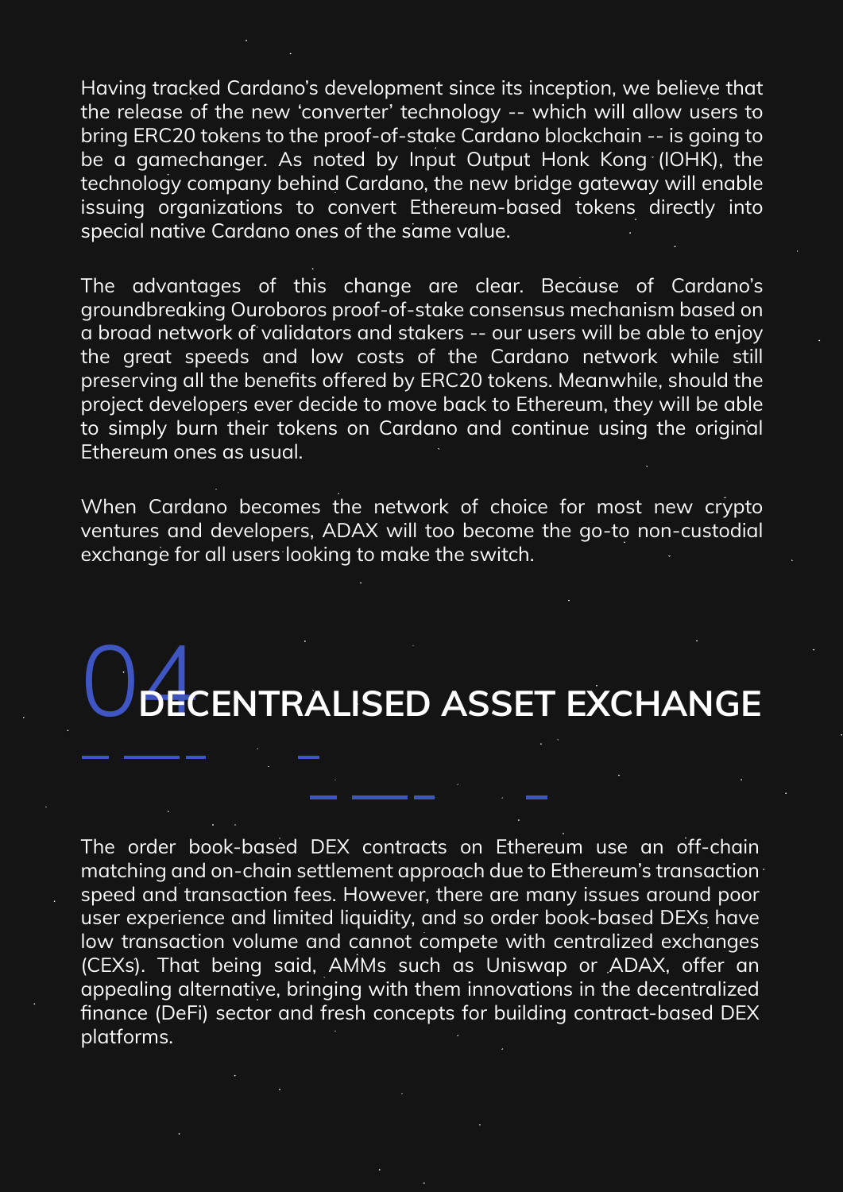Having tracked Cardano's development since its inception, we believe that the release of the new 'converter' technology -- which will allow users to bring ERC20 tokens to the proof-of-stake Cardano blockchain -- is going to be a gamechanger. As noted by Input Output Honk Kong (IOHK), the technology company behind Cardano, the new bridge gateway will enable issuing organizations to convert Ethereum-based tokens directly into special native Cardano ones of the same value.

The advantages of this change are clear. Because of Cardano's groundbreaking Ouroboros proof-of-stake consensus mechanism based on a broad network of validators and stakers -- our users will be able to enjoy the great speeds and low costs of the Cardano network while still preserving all the benefits offered by ERC20 tokens. Meanwhile, should the project developers ever decide to move back to Ethereum, they will be able to simply burn their tokens on Cardano and continue using the original Ethereum ones as usual.

When Cardano becomes the network of choice for most new crypto ventures and developers, ADAX will too become the go-to non-custodial exchange for all users looking to make the switch.

# 04 DECENTRALISED ASSET EXCHANGE

The order book-based DEX contracts on Ethereum use an off-chain matching and on-chain settlement approach due to Ethereum's transaction speed and transaction fees. However, there are many issues around poor user experience and limited liquidity, and so order book-based DEXs have low transaction volume and cannot compete with centralized exchanges (CEXs). That being said, AMMs such as Uniswap or ADAX, offer an appealing alternative, bringing with them innovations in the decentralized finance (DeFi) sector and fresh concepts for building contract-based DEX platforms.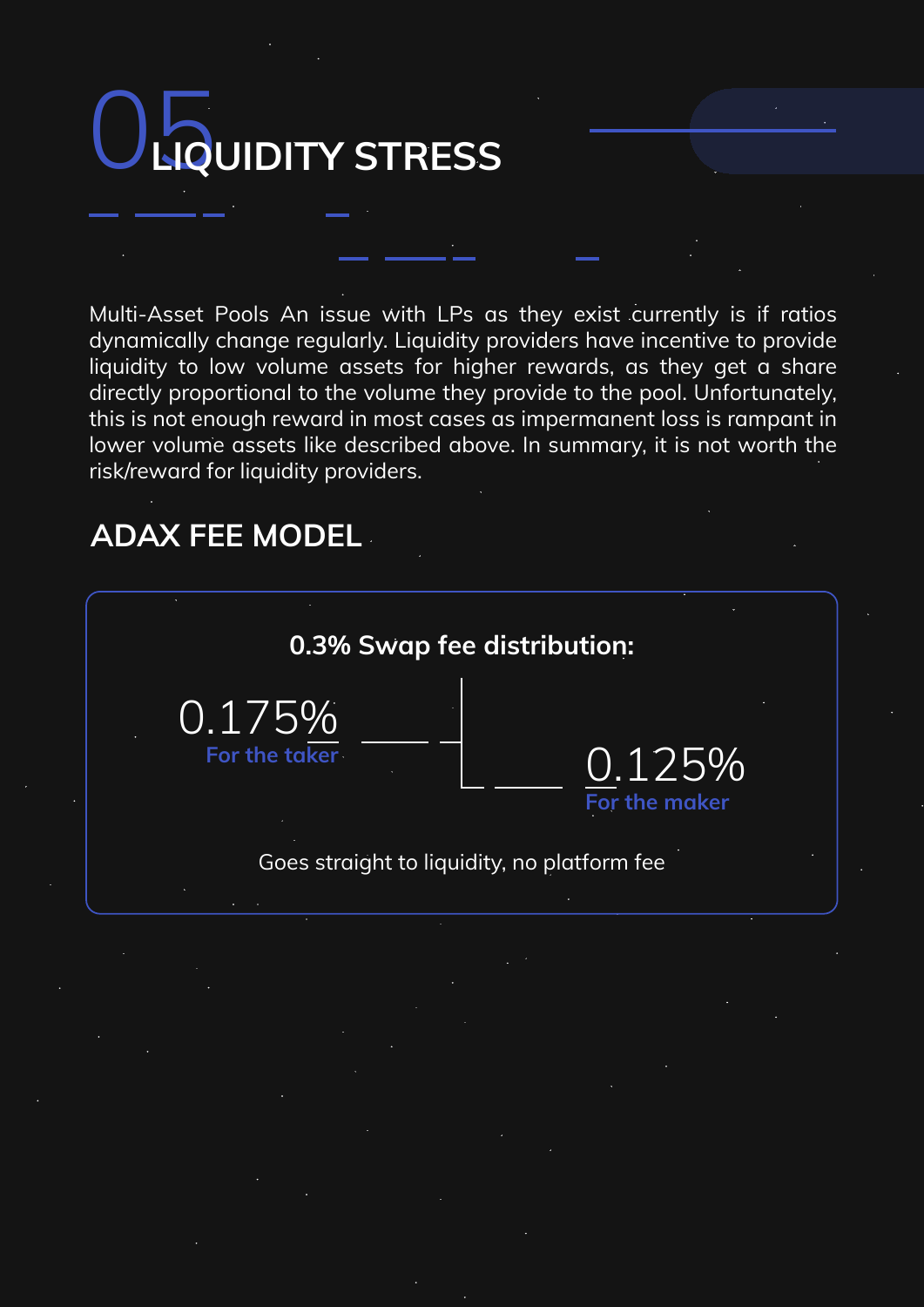# 05 LIQUIDITY STRESS

Multi-Asset Pools An issue with LPs as they exist currently is if ratios dynamically change regularly. Liquidity providers have incentive to provide liquidity to low volume assets for higher rewards, as they get a share directly proportional to the volume they provide to the pool. Unfortunately, this is not enough reward in most cases as impermanent loss is rampant in lower volume assets like described above. In summary, it is not worth the risk/reward for liquidity providers.

## ADAX FEE MODEL

**0.3% Swap fee distribution:**

0.175%
For the taker

0.125%
For the maker

Goes straight to liquidity, no platform fee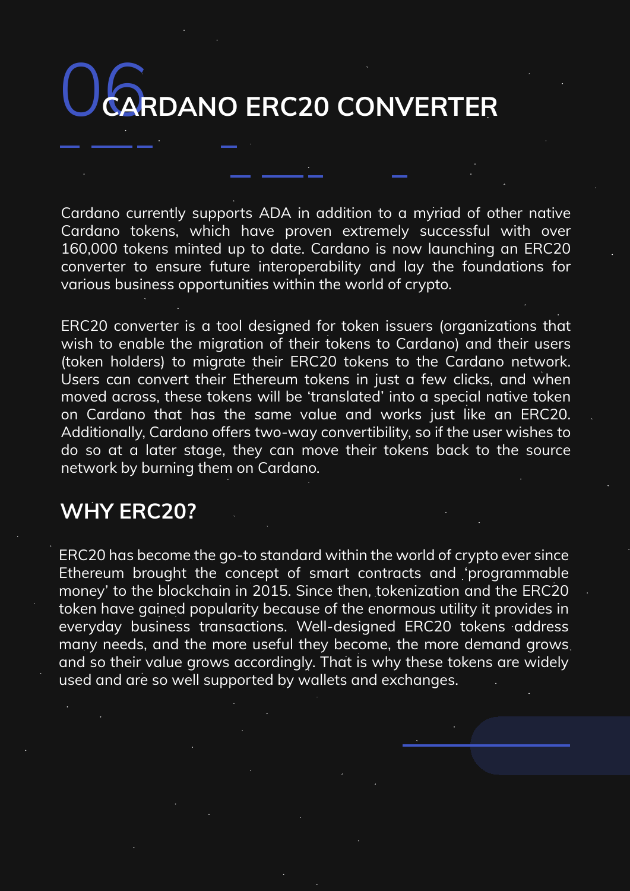# 06 CARDANO ERC20 CONVERTER

Cardano currently supports ADA in addition to a myriad of other native Cardano tokens, which have proven extremely successful with over 160,000 tokens minted up to date. Cardano is now launching an ERC20 converter to ensure future interoperability and lay the foundations for various business opportunities within the world of crypto.

ERC20 converter is a tool designed for token issuers (organizations that wish to enable the migration of their tokens to Cardano) and their users (token holders) to migrate their ERC20 tokens to the Cardano network. Users can convert their Ethereum tokens in just a few clicks, and when moved across, these tokens will be 'translated' into a special native token on Cardano that has the same value and works just like an ERC20. Additionally, Cardano offers two-way convertibility, so if the user wishes to do so at a later stage, they can move their tokens back to the source network by burning them on Cardano.

## WHY ERC20?

ERC20 has become the go-to standard within the world of crypto ever since Ethereum brought the concept of smart contracts and 'programmable money' to the blockchain in 2015. Since then, tokenization and the ERC20 token have gained popularity because of the enormous utility it provides in everyday business transactions. Well-designed ERC20 tokens address many needs, and the more useful they become, the more demand grows and so their value grows accordingly. That is why these tokens are widely used and are so well supported by wallets and exchanges.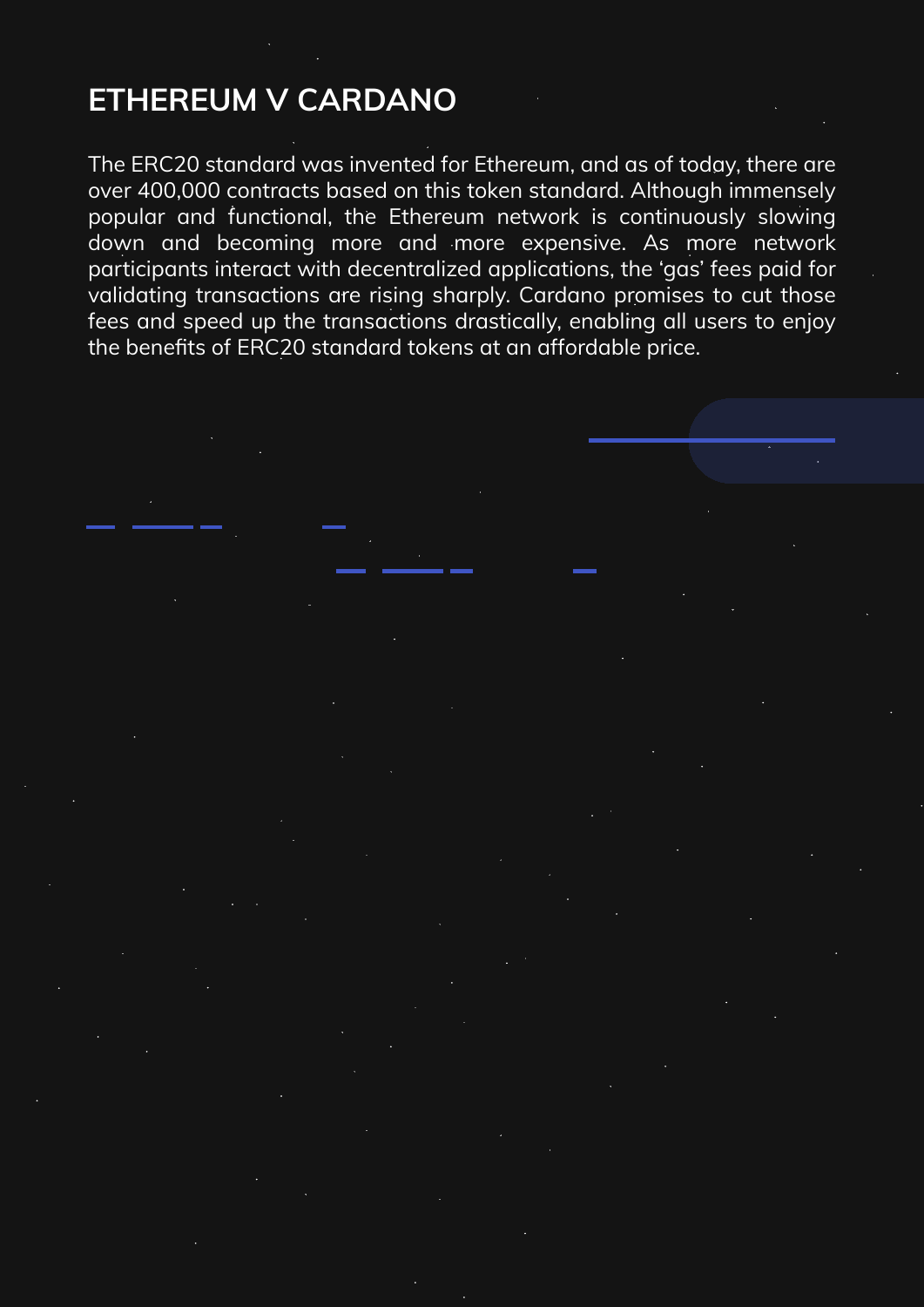## ETHEREUM V CARDANO

The ERC20 standard was invented for Ethereum, and as of today, there are over 400,000 contracts based on this token standard. Although immensely popular and functional, the Ethereum network is continuously slowing down and becoming more and more expensive. As more network participants interact with decentralized applications, the 'gas' fees paid for validating transactions are rising sharply. Cardano promises to cut those fees and speed up the transactions drastically, enabling all users to enjoy the benefits of ERC20 standard tokens at an affordable price.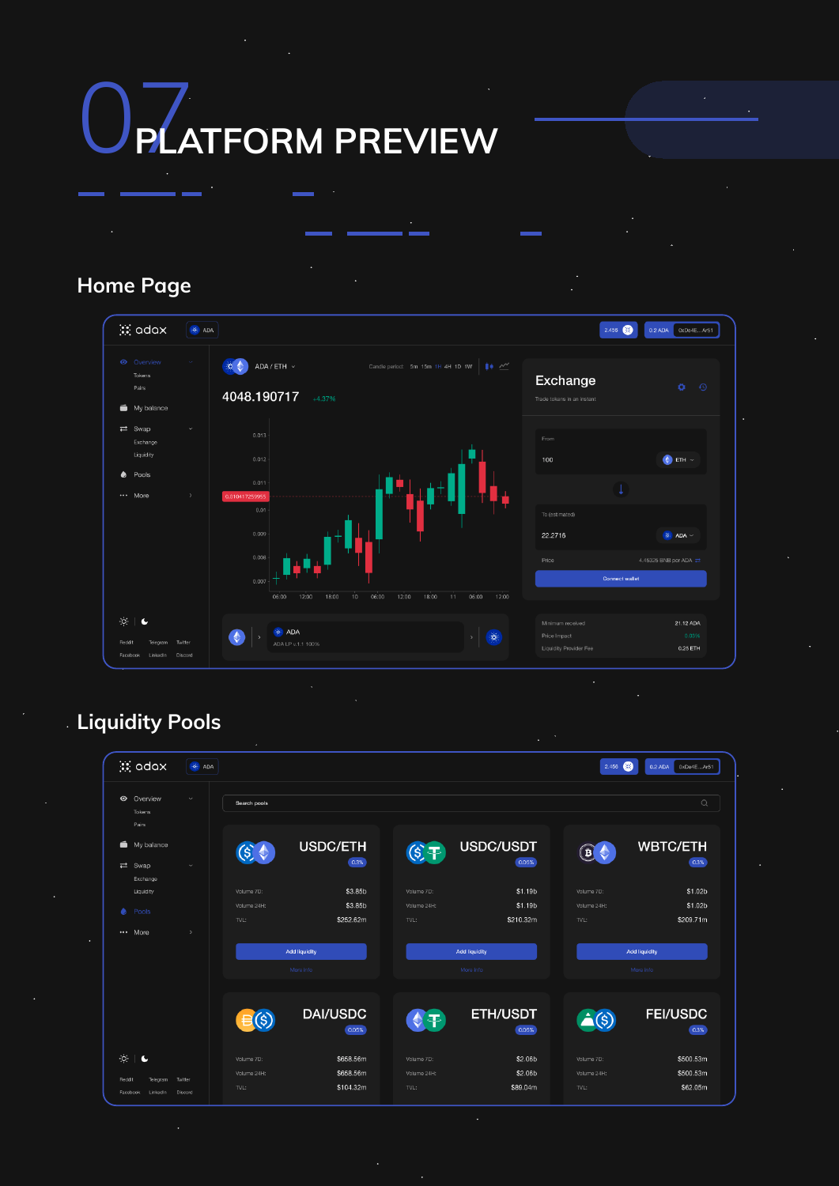# 07 PLATFORM PREVIEW

## Home Page

adax | ADA | 2.456 | 0.2 ADA | 0xDe4E...Ar51

- Overview
  - Tokens
  - Pairs
- My balance
- Swap
  - Exchange
  - Liquidity
- Pools
- More

Reddit Telegram Twitter
Facebook LinkedIn Discord

ADA / ETH

Candle period 5m 15m 1H 4H 1D 1W

4048.190717 +4.37%

0.010417259955

ADA
ADA LP v.1.1 100%

### Exchange

Trade tokens in an instant

From
100 ETH

To (estimated)
22.2716 ADA

Price 4.45326 BNB per ADA

Connect wallet

Minimum received 21.12 ADA
Price Impact 0.00%
Liquidity Provider Fee 0.25 ETH

## Liquidity Pools

adax | ADA | 2.456 | 0.2 ADA | 0xDe4E...Ar51

Search pools

| Pair | Fee | Volume 7D | Volume 24H | TVL |
|---|---|---|---|---|
| USDC/ETH | 0.3% | $3.85b | $3.85b | $252.62m |
| USDC/USDT | 0.05% | $1.19b | $1.19b | $210.32m |
| WBTC/ETH | 0.3% | $1.02b | $1.02b | $209.71m |
| DAI/USDC | 0.05% | $658.56m | $658.56m | $104.32m |
| ETH/USDT | 0.05% | $2.06b | $2.06b | $89.04m |
| FEI/USDC | 0.3% | $500.53m | $500.53m | $62.05m |

Add liquidity
More info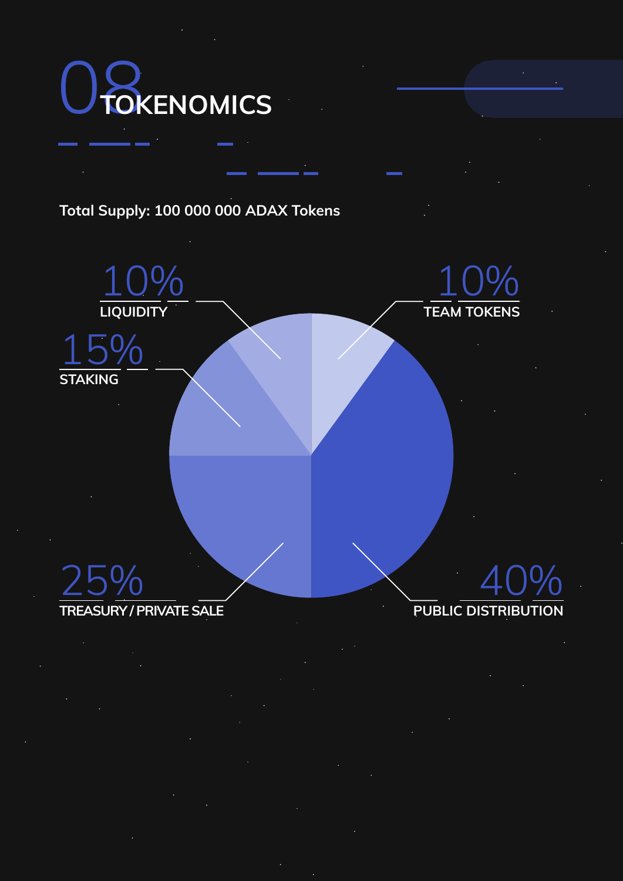# 08 TOKENOMICS

**Total Supply: 100 000 000 ADAX Tokens**

10%
LIQUIDITY

10%
TEAM TOKENS

15%
STAKING

25%
TREASURY / PRIVATE SALE

40%
PUBLIC DISTRIBUTION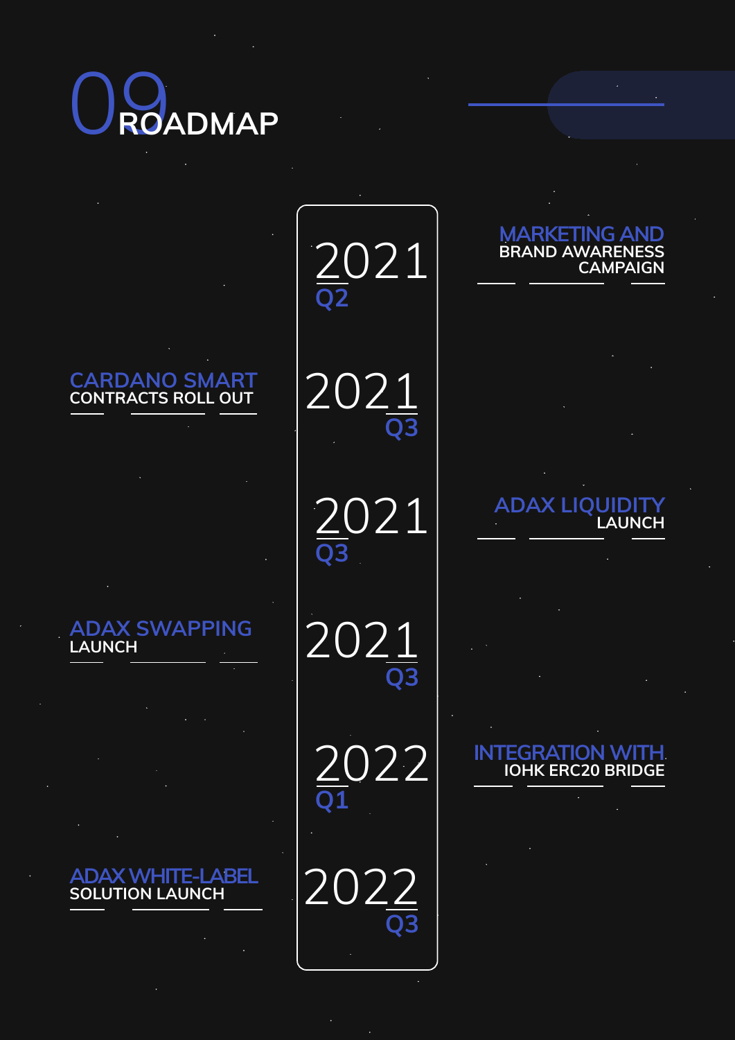# 09 ROADMAP

**2021 Q2** — MARKETING AND BRAND AWARENESS CAMPAIGN

**2021 Q3** — CARDANO SMART CONTRACTS ROLL OUT

**2021 Q3** — ADAX LIQUIDITY LAUNCH

**2021 Q3** — ADAX SWAPPING LAUNCH

**2022 Q1** — INTEGRATION WITH IOHK ERC20 BRIDGE

**2022 Q3** — ADAX WHITE-LABEL SOLUTION LAUNCH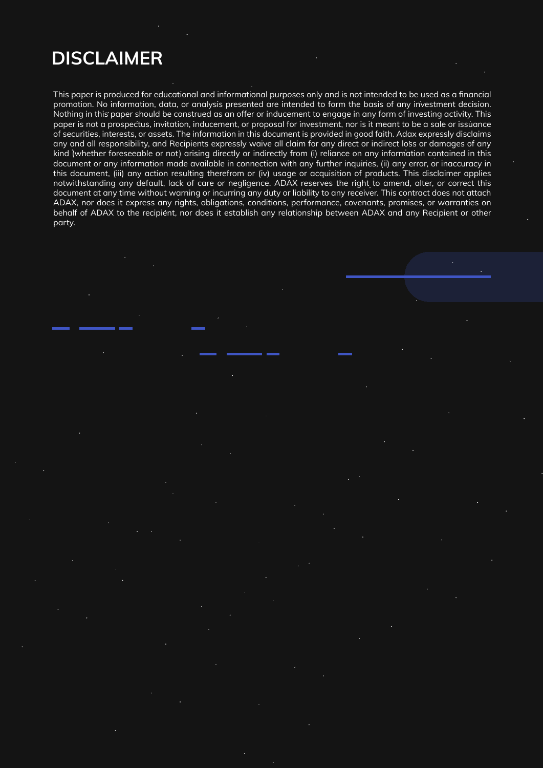# DISCLAIMER

This paper is produced for educational and informational purposes only and is not intended to be used as a financial promotion. No information, data, or analysis presented are intended to form the basis of any investment decision. Nothing in this paper should be construed as an offer or inducement to engage in any form of investing activity. This paper is not a prospectus, invitation, inducement, or proposal for investment, nor is it meant to be a sale or issuance of securities, interests, or assets. The information in this document is provided in good faith. Adax expressly disclaims any and all responsibility, and Recipients expressly waive all claim for any direct or indirect loss or damages of any kind (whether foreseeable or not) arising directly or indirectly from (i) reliance on any information contained in this document or any information made available in connection with any further inquiries, (ii) any error, or inaccuracy in this document, (iii) any action resulting therefrom or (iv) usage or acquisition of products. This disclaimer applies notwithstanding any default, lack of care or negligence. ADAX reserves the right to amend, alter, or correct this document at any time without warning or incurring any duty or liability to any receiver. This contract does not attach ADAX, nor does it express any rights, obligations, conditions, performance, covenants, promises, or warranties on behalf of ADAX to the recipient, nor does it establish any relationship between ADAX and any Recipient or other party.